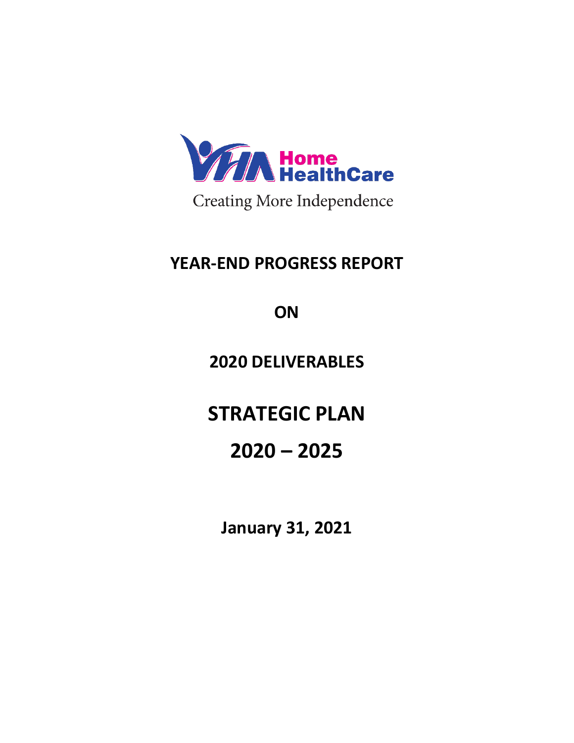VHA Home HealthCare

Creating More Independence

# YEAR-END PROGRESS REPORT

# ON

# 2020 DELIVERABLES

# STRATEGIC PLAN

# 2020 – 2025

**January 31, 2021**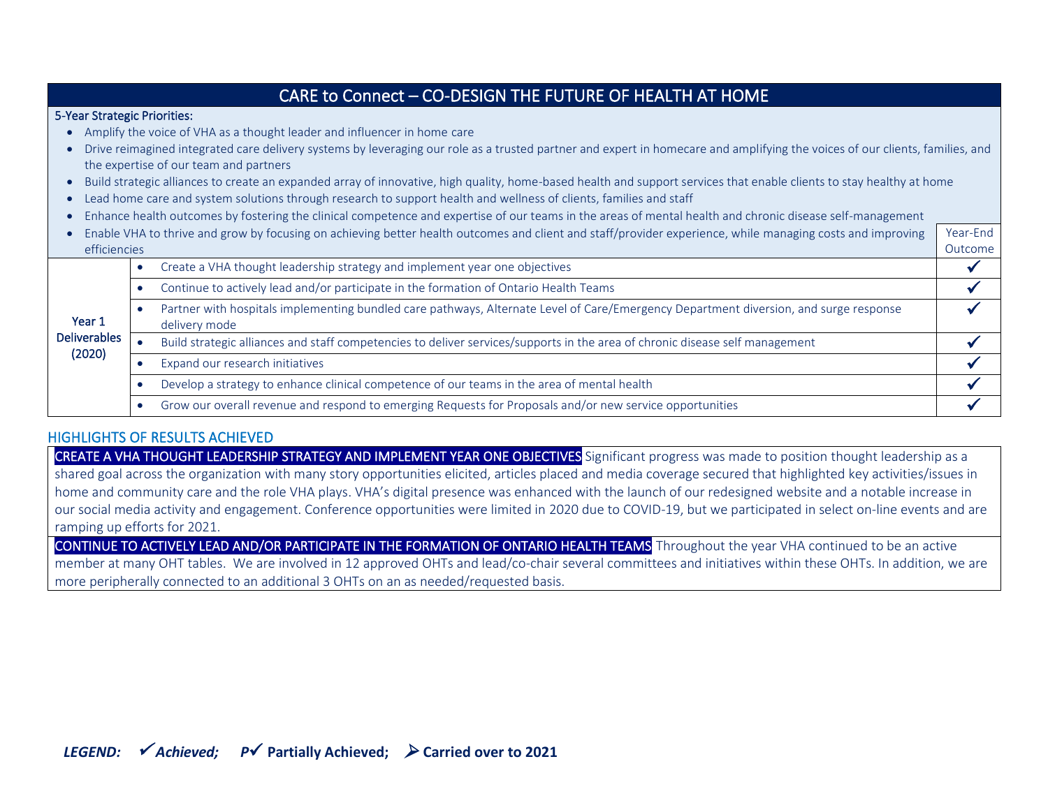## CARE to Connect – CO-DESIGN THE FUTURE OF HEALTH AT HOME

**5-Year Strategic Priorities:**

- Amplify the voice of VHA as a thought leader and influencer in home care
- Drive reimagined integrated care delivery systems by leveraging our role as a trusted partner and expert in homecare and amplifying the voices of our clients, families, and the expertise of our team and partners
- Build strategic alliances to create an expanded array of innovative, high quality, home-based health and support services that enable clients to stay healthy at home
- Lead home care and system solutions through research to support health and wellness of clients, families and staff
- Enhance health outcomes by fostering the clinical competence and expertise of our teams in the areas of mental health and chronic disease self-management
- Enable VHA to thrive and grow by focusing on achieving better health outcomes and client and staff/provider experience, while managing costs and improving efficiencies

| | | Year-End Outcome |
|---|---|---|
| Year 1 Deliverables (2020) | • Create a VHA thought leadership strategy and implement year one objectives | ✓ |
| | • Continue to actively lead and/or participate in the formation of Ontario Health Teams | ✓ |
| | • Partner with hospitals implementing bundled care pathways, Alternate Level of Care/Emergency Department diversion, and surge response delivery mode | ✓ |
| | • Build strategic alliances and staff competencies to deliver services/supports in the area of chronic disease self management | ✓ |
| | • Expand our research initiatives | ✓ |
| | • Develop a strategy to enhance clinical competence of our teams in the area of mental health | ✓ |
| | • Grow our overall revenue and respond to emerging Requests for Proposals and/or new service opportunities | ✓ |

### HIGHLIGHTS OF RESULTS ACHIEVED

**CREATE A VHA THOUGHT LEADERSHIP STRATEGY AND IMPLEMENT YEAR ONE OBJECTIVES** Significant progress was made to position thought leadership as a shared goal across the organization with many story opportunities elicited, articles placed and media coverage secured that highlighted key activities/issues in home and community care and the role VHA plays. VHA's digital presence was enhanced with the launch of our redesigned website and a notable increase in our social media activity and engagement. Conference opportunities were limited in 2020 due to COVID-19, but we participated in select on-line events and are ramping up efforts for 2021.

**CONTINUE TO ACTIVELY LEAD AND/OR PARTICIPATE IN THE FORMATION OF ONTARIO HEALTH TEAMS** Throughout the year VHA continued to be an active member at many OHT tables. We are involved in 12 approved OHTs and lead/co-chair several committees and initiatives within these OHTs. In addition, we are more peripherally connected to an additional 3 OHTs on an as needed/requested basis.

***LEGEND:*** ✓ ***Achieved;*** **P✓ Partially Achieved;** ➢ **Carried over to 2021**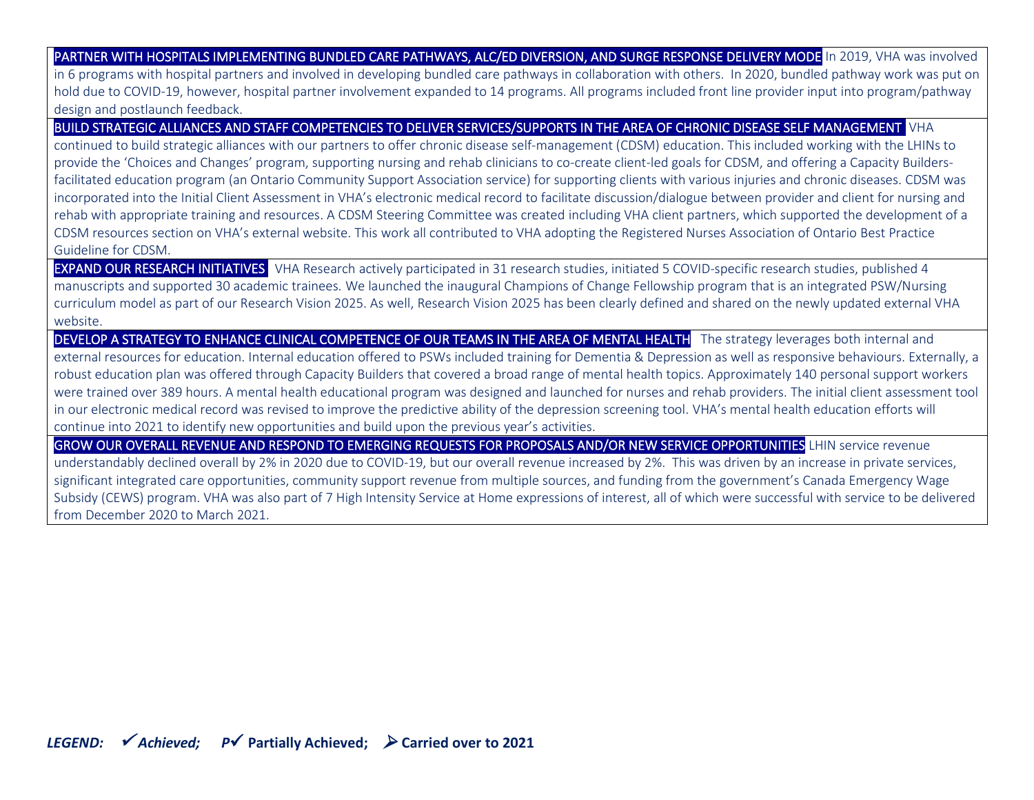**PARTNER WITH HOSPITALS IMPLEMENTING BUNDLED CARE PATHWAYS, ALC/ED DIVERSION, AND SURGE RESPONSE DELIVERY MODE** In 2019, VHA was involved in 6 programs with hospital partners and involved in developing bundled care pathways in collaboration with others. In 2020, bundled pathway work was put on hold due to COVID-19, however, hospital partner involvement expanded to 14 programs. All programs included front line provider input into program/pathway design and postlaunch feedback.

**BUILD STRATEGIC ALLIANCES AND STAFF COMPETENCIES TO DELIVER SERVICES/SUPPORTS IN THE AREA OF CHRONIC DISEASE SELF MANAGEMENT** VHA continued to build strategic alliances with our partners to offer chronic disease self-management (CDSM) education. This included working with the LHINs to provide the 'Choices and Changes' program, supporting nursing and rehab clinicians to co-create client-led goals for CDSM, and offering a Capacity Builders-facilitated education program (an Ontario Community Support Association service) for supporting clients with various injuries and chronic diseases. CDSM was incorporated into the Initial Client Assessment in VHA's electronic medical record to facilitate discussion/dialogue between provider and client for nursing and rehab with appropriate training and resources. A CDSM Steering Committee was created including VHA client partners, which supported the development of a CDSM resources section on VHA's external website. This work all contributed to VHA adopting the Registered Nurses Association of Ontario Best Practice Guideline for CDSM.

**EXPAND OUR RESEARCH INITIATIVES** VHA Research actively participated in 31 research studies, initiated 5 COVID-specific research studies, published 4 manuscripts and supported 30 academic trainees. We launched the inaugural Champions of Change Fellowship program that is an integrated PSW/Nursing curriculum model as part of our Research Vision 2025. As well, Research Vision 2025 has been clearly defined and shared on the newly updated external VHA website.

**DEVELOP A STRATEGY TO ENHANCE CLINICAL COMPETENCE OF OUR TEAMS IN THE AREA OF MENTAL HEALTH** The strategy leverages both internal and external resources for education. Internal education offered to PSWs included training for Dementia & Depression as well as responsive behaviours. Externally, a robust education plan was offered through Capacity Builders that covered a broad range of mental health topics. Approximately 140 personal support workers were trained over 389 hours. A mental health educational program was designed and launched for nurses and rehab providers. The initial client assessment tool in our electronic medical record was revised to improve the predictive ability of the depression screening tool. VHA's mental health education efforts will continue into 2021 to identify new opportunities and build upon the previous year's activities.

**GROW OUR OVERALL REVENUE AND RESPOND TO EMERGING REQUESTS FOR PROPOSALS AND/OR NEW SERVICE OPPORTUNITIES** LHIN service revenue understandably declined overall by 2% in 2020 due to COVID-19, but our overall revenue increased by 2%. This was driven by an increase in private services, significant integrated care opportunities, community support revenue from multiple sources, and funding from the government's Canada Emergency Wage Subsidy (CEWS) program. VHA was also part of 7 High Intensity Service at Home expressions of interest, all of which were successful with service to be delivered from December 2020 to March 2021.

***LEGEND:*** ✔ ***Achieved;*** ***P***✔ **Partially Achieved;** ➢ **Carried over to 2021**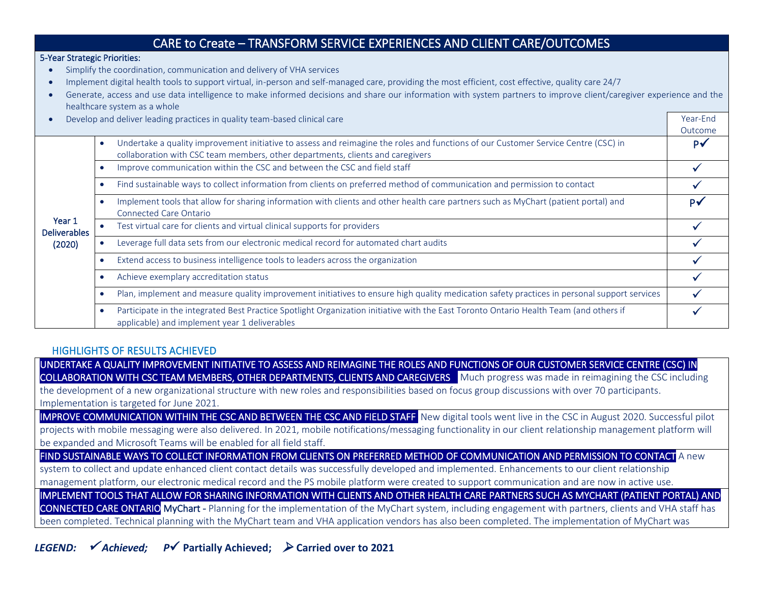## CARE to Create – TRANSFORM SERVICE EXPERIENCES AND CLIENT CARE/OUTCOMES

**5-Year Strategic Priorities:**

- Simplify the coordination, communication and delivery of VHA services
- Implement digital health tools to support virtual, in-person and self-managed care, providing the most efficient, cost effective, quality care 24/7
- Generate, access and use data intelligence to make informed decisions and share our information with system partners to improve client/caregiver experience and the healthcare system as a whole
- Develop and deliver leading practices in quality team-based clinical care

| | Deliverable | Year-End Outcome |
|---|---|---|
| Year 1 Deliverables (2020) | Undertake a quality improvement initiative to assess and reimagine the roles and functions of our Customer Service Centre (CSC) in collaboration with CSC team members, other departments, clients and caregivers | P✓ |
| | Improve communication within the CSC and between the CSC and field staff | ✓ |
| | Find sustainable ways to collect information from clients on preferred method of communication and permission to contact | ✓ |
| | Implement tools that allow for sharing information with clients and other health care partners such as MyChart (patient portal) and Connected Care Ontario | P✓ |
| | Test virtual care for clients and virtual clinical supports for providers | ✓ |
| | Leverage full data sets from our electronic medical record for automated chart audits | ✓ |
| | Extend access to business intelligence tools to leaders across the organization | ✓ |
| | Achieve exemplary accreditation status | ✓ |
| | Plan, implement and measure quality improvement initiatives to ensure high quality medication safety practices in personal support services | ✓ |
| | Participate in the integrated Best Practice Spotlight Organization initiative with the East Toronto Ontario Health Team (and others if applicable) and implement year 1 deliverables | ✓ |

### HIGHLIGHTS OF RESULTS ACHIEVED

**UNDERTAKE A QUALITY IMPROVEMENT INITIATIVE TO ASSESS AND REIMAGINE THE ROLES AND FUNCTIONS OF OUR CUSTOMER SERVICE CENTRE (CSC) IN COLLABORATION WITH CSC TEAM MEMBERS, OTHER DEPARTMENTS, CLIENTS AND CAREGIVERS** Much progress was made in reimagining the CSC including the development of a new organizational structure with new roles and responsibilities based on focus group discussions with over 70 participants. Implementation is targeted for June 2021.

**IMPROVE COMMUNICATION WITHIN THE CSC AND BETWEEN THE CSC AND FIELD STAFF** New digital tools went live in the CSC in August 2020. Successful pilot projects with mobile messaging were also delivered. In 2021, mobile notifications/messaging functionality in our client relationship management platform will be expanded and Microsoft Teams will be enabled for all field staff.

**FIND SUSTAINABLE WAYS TO COLLECT INFORMATION FROM CLIENTS ON PREFERRED METHOD OF COMMUNICATION AND PERMISSION TO CONTACT** A new system to collect and update enhanced client contact details was successfully developed and implemented. Enhancements to our client relationship management platform, our electronic medical record and the PS mobile platform were created to support communication and are now in active use.

**IMPLEMENT TOOLS THAT ALLOW FOR SHARING INFORMATION WITH CLIENTS AND OTHER HEALTH CARE PARTNERS SUCH AS MYCHART (PATIENT PORTAL) AND CONNECTED CARE ONTARIO** MyChart - Planning for the implementation of the MyChart system, including engagement with partners, clients and VHA staff has been completed. Technical planning with the MyChart team and VHA application vendors has also been completed. The implementation of MyChart was

***LEGEND:*** ***✓Achieved;*** ***P✓* Partially Achieved;** **➢ Carried over to 2021**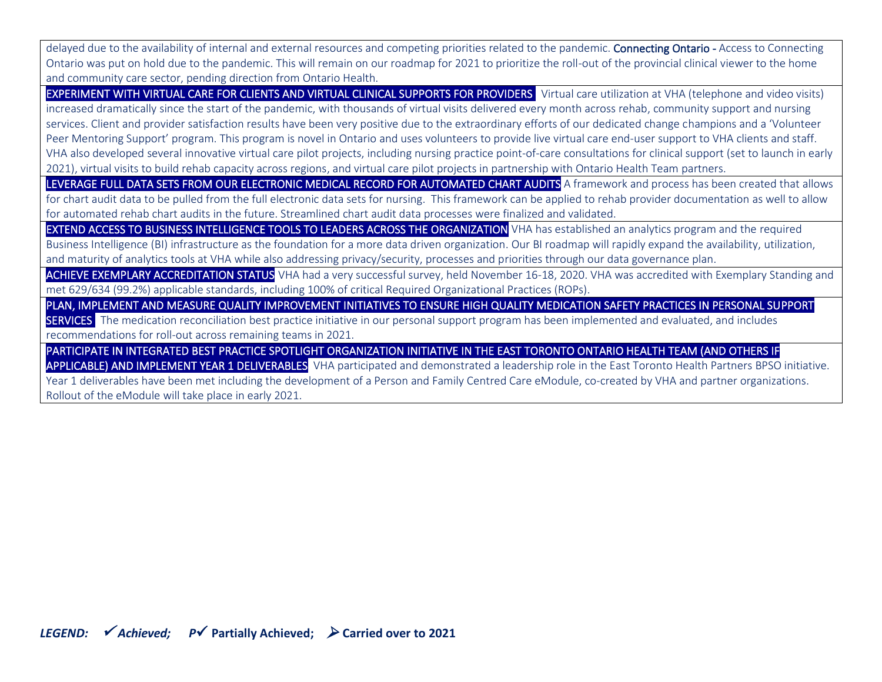delayed due to the availability of internal and external resources and competing priorities related to the pandemic. **Connecting Ontario -** Access to Connecting Ontario was put on hold due to the pandemic. This will remain on our roadmap for 2021 to prioritize the roll-out of the provincial clinical viewer to the home and community care sector, pending direction from Ontario Health.

**EXPERIMENT WITH VIRTUAL CARE FOR CLIENTS AND VIRTUAL CLINICAL SUPPORTS FOR PROVIDERS** Virtual care utilization at VHA (telephone and video visits) increased dramatically since the start of the pandemic, with thousands of virtual visits delivered every month across rehab, community support and nursing services. Client and provider satisfaction results have been very positive due to the extraordinary efforts of our dedicated change champions and a 'Volunteer Peer Mentoring Support' program. This program is novel in Ontario and uses volunteers to provide live virtual care end-user support to VHA clients and staff. VHA also developed several innovative virtual care pilot projects, including nursing practice point-of-care consultations for clinical support (set to launch in early 2021), virtual visits to build rehab capacity across regions, and virtual care pilot projects in partnership with Ontario Health Team partners.

**LEVERAGE FULL DATA SETS FROM OUR ELECTRONIC MEDICAL RECORD FOR AUTOMATED CHART AUDITS** A framework and process has been created that allows for chart audit data to be pulled from the full electronic data sets for nursing. This framework can be applied to rehab provider documentation as well to allow for automated rehab chart audits in the future. Streamlined chart audit data processes were finalized and validated.

**EXTEND ACCESS TO BUSINESS INTELLIGENCE TOOLS TO LEADERS ACROSS THE ORGANIZATION** VHA has established an analytics program and the required Business Intelligence (BI) infrastructure as the foundation for a more data driven organization. Our BI roadmap will rapidly expand the availability, utilization, and maturity of analytics tools at VHA while also addressing privacy/security, processes and priorities through our data governance plan.

**ACHIEVE EXEMPLARY ACCREDITATION STATUS** VHA had a very successful survey, held November 16-18, 2020. VHA was accredited with Exemplary Standing and met 629/634 (99.2%) applicable standards, including 100% of critical Required Organizational Practices (ROPs).

**PLAN, IMPLEMENT AND MEASURE QUALITY IMPROVEMENT INITIATIVES TO ENSURE HIGH QUALITY MEDICATION SAFETY PRACTICES IN PERSONAL SUPPORT SERVICES** The medication reconciliation best practice initiative in our personal support program has been implemented and evaluated, and includes recommendations for roll-out across remaining teams in 2021.

**PARTICIPATE IN INTEGRATED BEST PRACTICE SPOTLIGHT ORGANIZATION INITIATIVE IN THE EAST TORONTO ONTARIO HEALTH TEAM (AND OTHERS IF APPLICABLE) AND IMPLEMENT YEAR 1 DELIVERABLES** VHA participated and demonstrated a leadership role in the East Toronto Health Partners BPSO initiative. Year 1 deliverables have been met including the development of a Person and Family Centred Care eModule, co-created by VHA and partner organizations. Rollout of the eModule will take place in early 2021.

***LEGEND:*** ✓ ***Achieved;*** ***P***✓ **Partially Achieved;** ➢ **Carried over to 2021**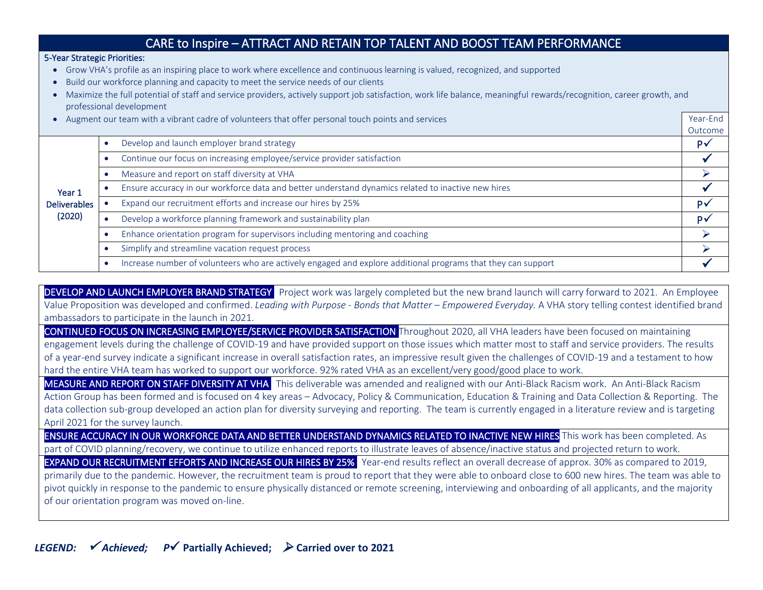## CARE to Inspire – ATTRACT AND RETAIN TOP TALENT AND BOOST TEAM PERFORMANCE

**5-Year Strategic Priorities:**

- Grow VHA's profile as an inspiring place to work where excellence and continuous learning is valued, recognized, and supported
- Build our workforce planning and capacity to meet the service needs of our clients
- Maximize the full potential of staff and service providers, actively support job satisfaction, work life balance, meaningful rewards/recognition, career growth, and professional development
- Augment our team with a vibrant cadre of volunteers that offer personal touch points and services

| | | Year-End Outcome |
|---|---|---|
| Year 1 Deliverables (2020) | • Develop and launch employer brand strategy | P✓ |
| | • Continue our focus on increasing employee/service provider satisfaction | ✓ |
| | • Measure and report on staff diversity at VHA | ➢ |
| | • Ensure accuracy in our workforce data and better understand dynamics related to inactive new hires | ✓ |
| | • Expand our recruitment efforts and increase our hires by 25% | P✓ |
| | • Develop a workforce planning framework and sustainability plan | P✓ |
| | • Enhance orientation program for supervisors including mentoring and coaching | ➢ |
| | • Simplify and streamline vacation request process | ➢ |
| | • Increase number of volunteers who are actively engaged and explore additional programs that they can support | ✓ |

**DEVELOP AND LAUNCH EMPLOYER BRAND STRATEGY** Project work was largely completed but the new brand launch will carry forward to 2021. An Employee Value Proposition was developed and confirmed. *Leading with Purpose - Bonds that Matter – Empowered Everyday.* A VHA story telling contest identified brand ambassadors to participate in the launch in 2021.

**CONTINUED FOCUS ON INCREASING EMPLOYEE/SERVICE PROVIDER SATISFACTION** Throughout 2020, all VHA leaders have been focused on maintaining engagement levels during the challenge of COVID-19 and have provided support on those issues which matter most to staff and service providers. The results of a year-end survey indicate a significant increase in overall satisfaction rates, an impressive result given the challenges of COVID-19 and a testament to how hard the entire VHA team has worked to support our workforce. 92% rated VHA as an excellent/very good/good place to work.

**MEASURE AND REPORT ON STAFF DIVERSITY AT VHA** This deliverable was amended and realigned with our Anti-Black Racism work. An Anti-Black Racism Action Group has been formed and is focused on 4 key areas – Advocacy, Policy & Communication, Education & Training and Data Collection & Reporting. The data collection sub-group developed an action plan for diversity surveying and reporting. The team is currently engaged in a literature review and is targeting April 2021 for the survey launch.

**ENSURE ACCURACY IN OUR WORKFORCE DATA AND BETTER UNDERSTAND DYNAMICS RELATED TO INACTIVE NEW HIRES** This work has been completed. As part of COVID planning/recovery, we continue to utilize enhanced reports to illustrate leaves of absence/inactive status and projected return to work.

**EXPAND OUR RECRUITMENT EFFORTS AND INCREASE OUR HIRES BY 25%** Year-end results reflect an overall decrease of approx. 30% as compared to 2019, primarily due to the pandemic. However, the recruitment team is proud to report that they were able to onboard close to 600 new hires. The team was able to pivot quickly in response to the pandemic to ensure physically distanced or remote screening, interviewing and onboarding of all applicants, and the majority of our orientation program was moved on-line.

***LEGEND:*** ✓ ***Achieved;*** ***P✓*** **Partially Achieved;** ➢ **Carried over to 2021**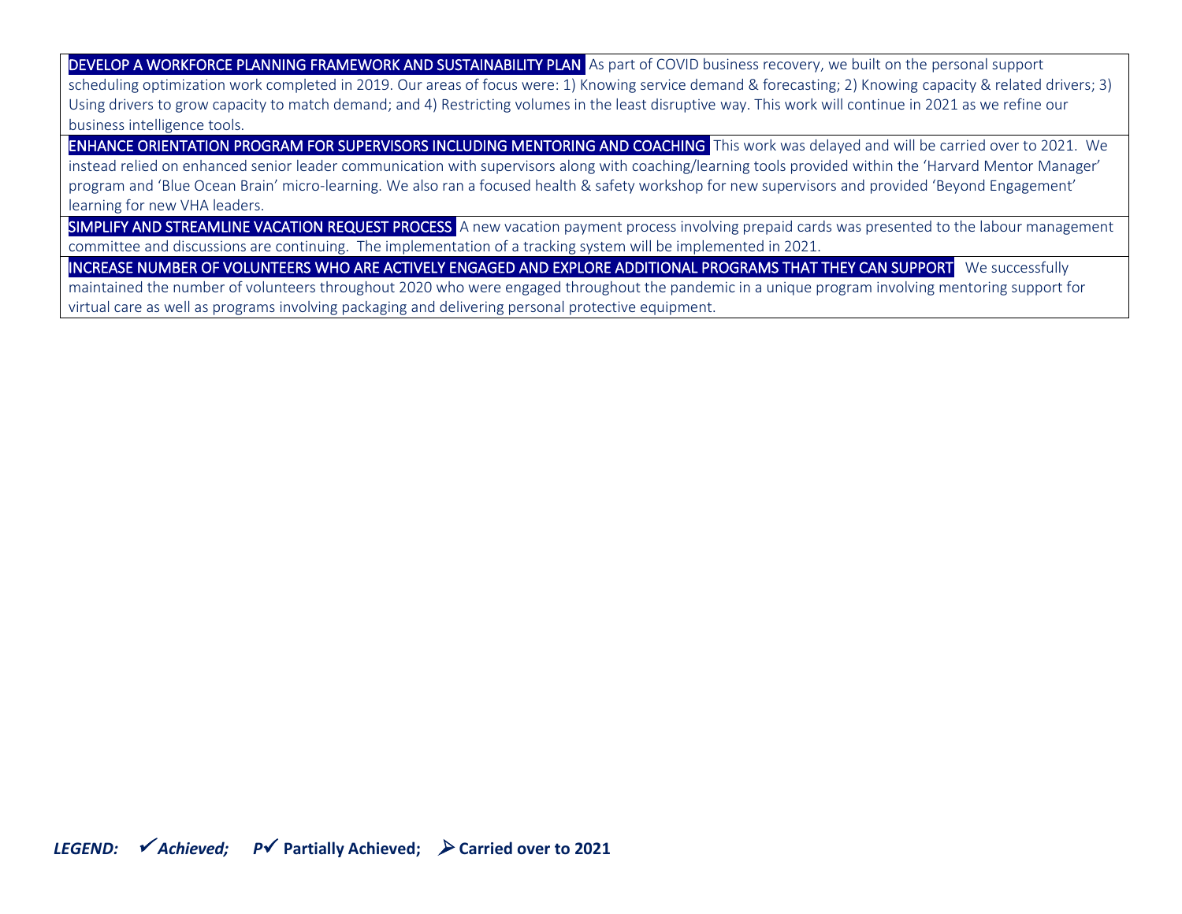| |
|---|
| **DEVELOP A WORKFORCE PLANNING FRAMEWORK AND SUSTAINABILITY PLAN** As part of COVID business recovery, we built on the personal support scheduling optimization work completed in 2019. Our areas of focus were: 1) Knowing service demand & forecasting; 2) Knowing capacity & related drivers; 3) Using drivers to grow capacity to match demand; and 4) Restricting volumes in the least disruptive way. This work will continue in 2021 as we refine our business intelligence tools. |
| **ENHANCE ORIENTATION PROGRAM FOR SUPERVISORS INCLUDING MENTORING AND COACHING** This work was delayed and will be carried over to 2021. We instead relied on enhanced senior leader communication with supervisors along with coaching/learning tools provided within the 'Harvard Mentor Manager' program and 'Blue Ocean Brain' micro-learning. We also ran a focused health & safety workshop for new supervisors and provided 'Beyond Engagement' learning for new VHA leaders. |
| **SIMPLIFY AND STREAMLINE VACATION REQUEST PROCESS** A new vacation payment process involving prepaid cards was presented to the labour management committee and discussions are continuing. The implementation of a tracking system will be implemented in 2021. |
| **INCREASE NUMBER OF VOLUNTEERS WHO ARE ACTIVELY ENGAGED AND EXPLORE ADDITIONAL PROGRAMS THAT THEY CAN SUPPORT** We successfully maintained the number of volunteers throughout 2020 who were engaged throughout the pandemic in a unique program involving mentoring support for virtual care as well as programs involving packaging and delivering personal protective equipment. |

***LEGEND:*** ✓ ***Achieved;*** ***P***✓ **Partially Achieved;** ➢ **Carried over to 2021**